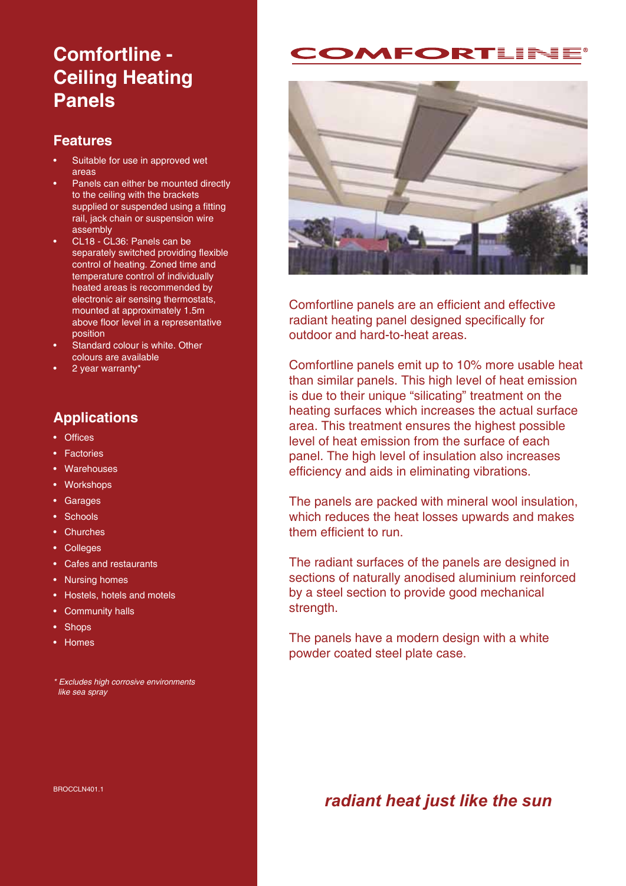# Comfortline - Ceiling Heating Panels

## Features

- Suitable for use in approved wet areas
- Panels can either be mounted directly to the ceiling with the brackets supplied or suspended using a fitting rail, jack chain or suspension wire assembly
- CL18 - CL36: Panels can be separately switched providing flexible control of heating. Zoned time and temperature control of individually heated areas is recommended by electronic air sensing thermostats, mounted at approximately 1.5m above floor level in a representative position
- Standard colour is white. Other colours are available
- 2 year warranty*

## Applications

- Offices
- Factories
- Warehouses
- Workshops
- Garages
- Schools
- Churches
- Colleges
- Cafes and restaurants
- Nursing homes
- Hostels, hotels and motels
- Community halls
- Shops
- Homes

*\* Excludes high corrosive environments like sea spray*

BROCCLN401.1

COMFORTLINE®

Comfortline panels are an efficient and effective radiant heating panel designed specifically for outdoor and hard-to-heat areas.

Comfortline panels emit up to 10% more usable heat than similar panels. This high level of heat emission is due to their unique "silicating" treatment on the heating surfaces which increases the actual surface area. This treatment ensures the highest possible level of heat emission from the surface of each panel. The high level of insulation also increases efficiency and aids in eliminating vibrations.

The panels are packed with mineral wool insulation, which reduces the heat losses upwards and makes them efficient to run.

The radiant surfaces of the panels are designed in sections of naturally anodised aluminium reinforced by a steel section to provide good mechanical strength.

The panels have a modern design with a white powder coated steel plate case.

***radiant heat just like the sun***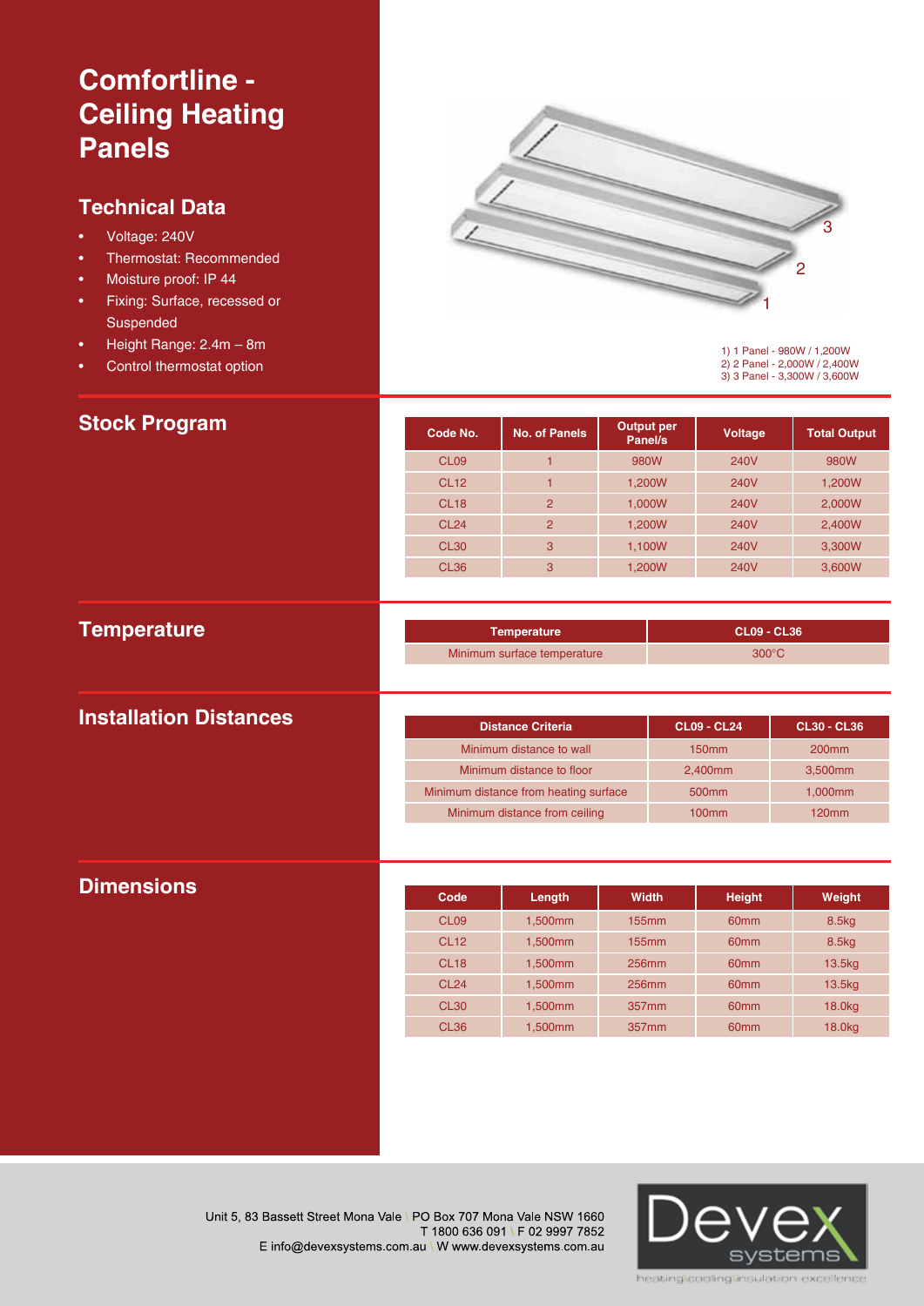# Comfortline - Ceiling Heating Panels

## Technical Data

- Voltage: 240V
- Thermostat: Recommended
- Moisture proof: IP 44
- Fixing: Surface, recessed or Suspended
- Height Range: 2.4m – 8m
- Control thermostat option

3

2

1

1) 1 Panel - 980W / 1,200W
2) 2 Panel - 2,000W / 2,400W
3) 3 Panel - 3,300W / 3,600W

## Stock Program

| Code No. | No. of Panels | Output per Panel/s | Voltage | Total Output |
|---|---|---|---|---|
| CL09 | 1 | 980W | 240V | 980W |
| CL12 | 1 | 1,200W | 240V | 1,200W |
| CL18 | 2 | 1,000W | 240V | 2,000W |
| CL24 | 2 | 1,200W | 240V | 2,400W |
| CL30 | 3 | 1,100W | 240V | 3,300W |
| CL36 | 3 | 1,200W | 240V | 3,600W |

## Temperature

| Temperature | CL09 - CL36 |
|---|---|
| Minimum surface temperature | 300°C |

## Installation Distances

| Distance Criteria | CL09 - CL24 | CL30 - CL36 |
|---|---|---|
| Minimum distance to wall | 150mm | 200mm |
| Minimum distance to floor | 2,400mm | 3,500mm |
| Minimum distance from heating surface | 500mm | 1,000mm |
| Minimum distance from ceiling | 100mm | 120mm |

## Dimensions

| Code | Length | Width | Height | Weight |
|---|---|---|---|---|
| CL09 | 1,500mm | 155mm | 60mm | 8.5kg |
| CL12 | 1,500mm | 155mm | 60mm | 8.5kg |
| CL18 | 1,500mm | 256mm | 60mm | 13.5kg |
| CL24 | 1,500mm | 256mm | 60mm | 13.5kg |
| CL30 | 1,500mm | 357mm | 60mm | 18.0kg |
| CL36 | 1,500mm | 357mm | 60mm | 18.0kg |

Unit 5, 83 Bassett Street Mona Vale \ PO Box 707 Mona Vale NSW 1660
T 1800 636 091 \ F 02 9997 7852
E info@devexsystems.com.au \ W www.devexsystems.com.au

Devex systems
heating\cooling\insulation excellence